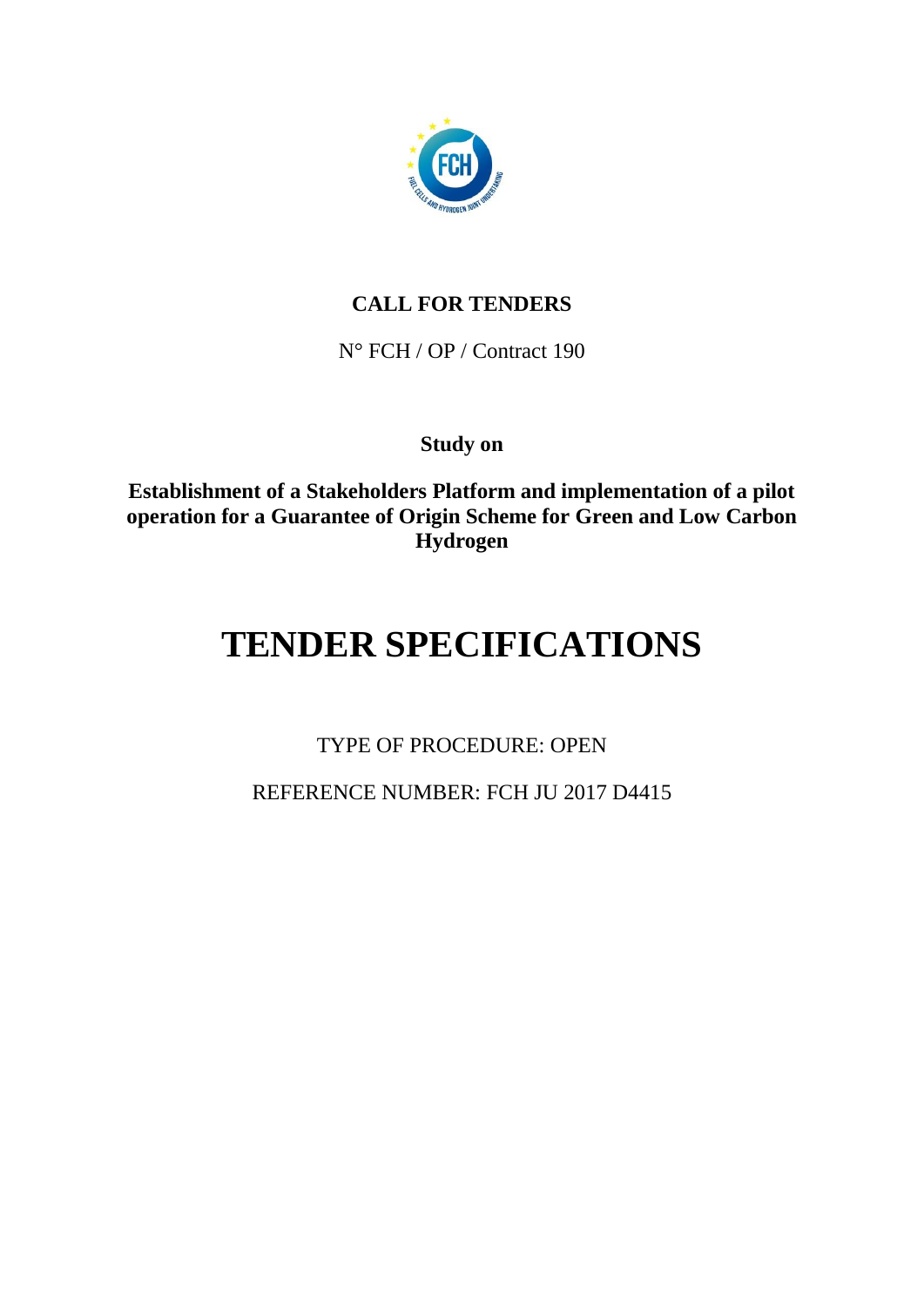**CALL FOR TENDERS**

N° FCH / OP / Contract 190

**Study on**

**Establishment of a Stakeholders Platform and implementation of a pilot operation for a Guarantee of Origin Scheme for Green and Low Carbon Hydrogen**

# TENDER SPECIFICATIONS

TYPE OF PROCEDURE: OPEN

REFERENCE NUMBER: FCH JU 2017 D4415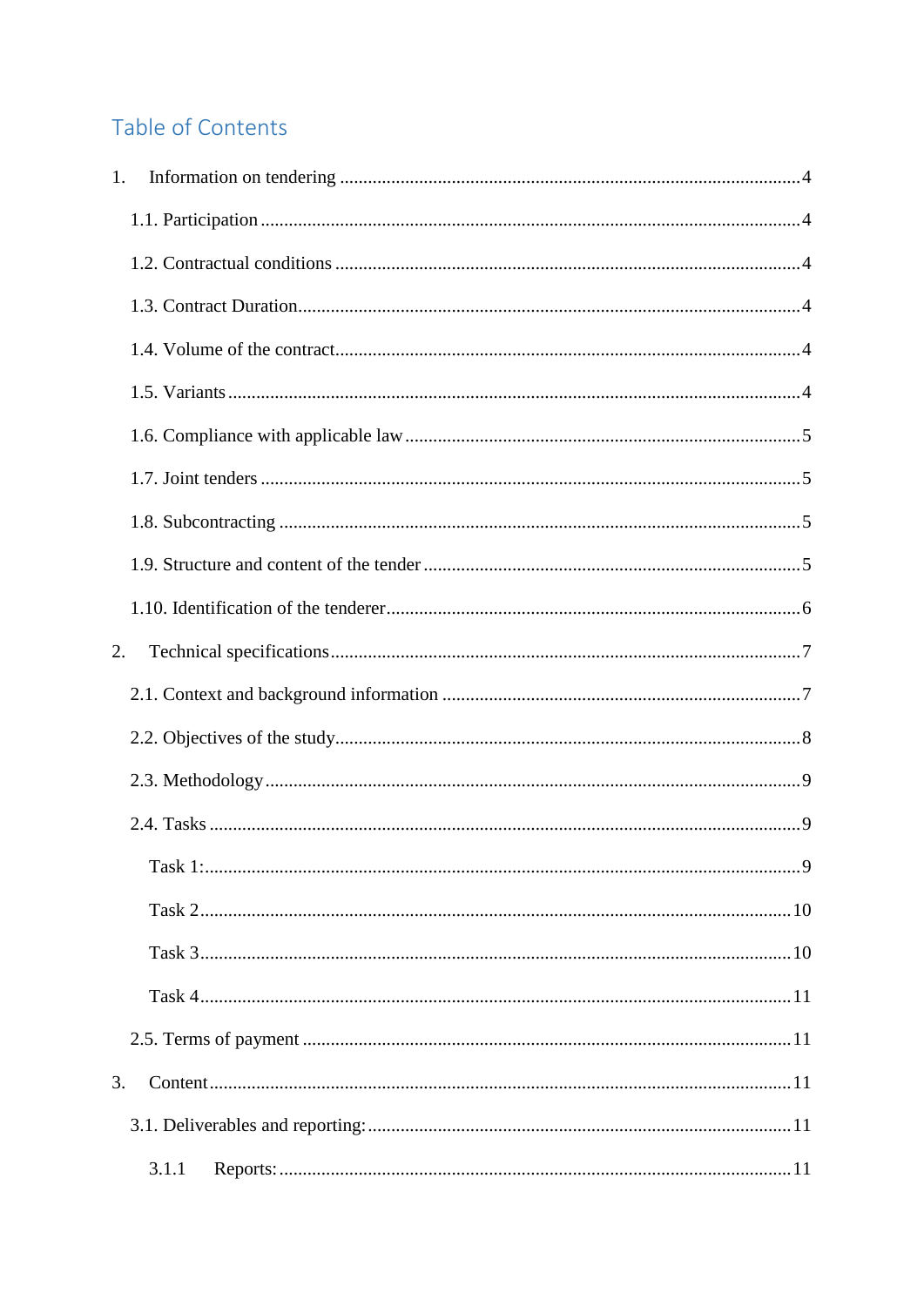# Table of Contents

1. Information on tendering ........................................................................................4
   - 1.1. Participation ........................................................................................4
   - 1.2. Contractual conditions ........................................................................................4
   - 1.3. Contract Duration........................................................................................4
   - 1.4. Volume of the contract........................................................................................4
   - 1.5. Variants ........................................................................................4
   - 1.6. Compliance with applicable law ........................................................................................5
   - 1.7. Joint tenders ........................................................................................5
   - 1.8. Subcontracting ........................................................................................5
   - 1.9. Structure and content of the tender ........................................................................................5
   - 1.10. Identification of the tenderer........................................................................................6
2. Technical specifications........................................................................................7
   - 2.1. Context and background information ........................................................................................7
   - 2.2. Objectives of the study........................................................................................8
   - 2.3. Methodology ........................................................................................9
   - 2.4. Tasks ........................................................................................9
     - Task 1:........................................................................................9
     - Task 2........................................................................................10
     - Task 3........................................................................................10
     - Task 4........................................................................................11
   - 2.5. Terms of payment ........................................................................................11
3. Content........................................................................................11
   - 3.1. Deliverables and reporting:........................................................................................11
     - 3.1.1 Reports:........................................................................................11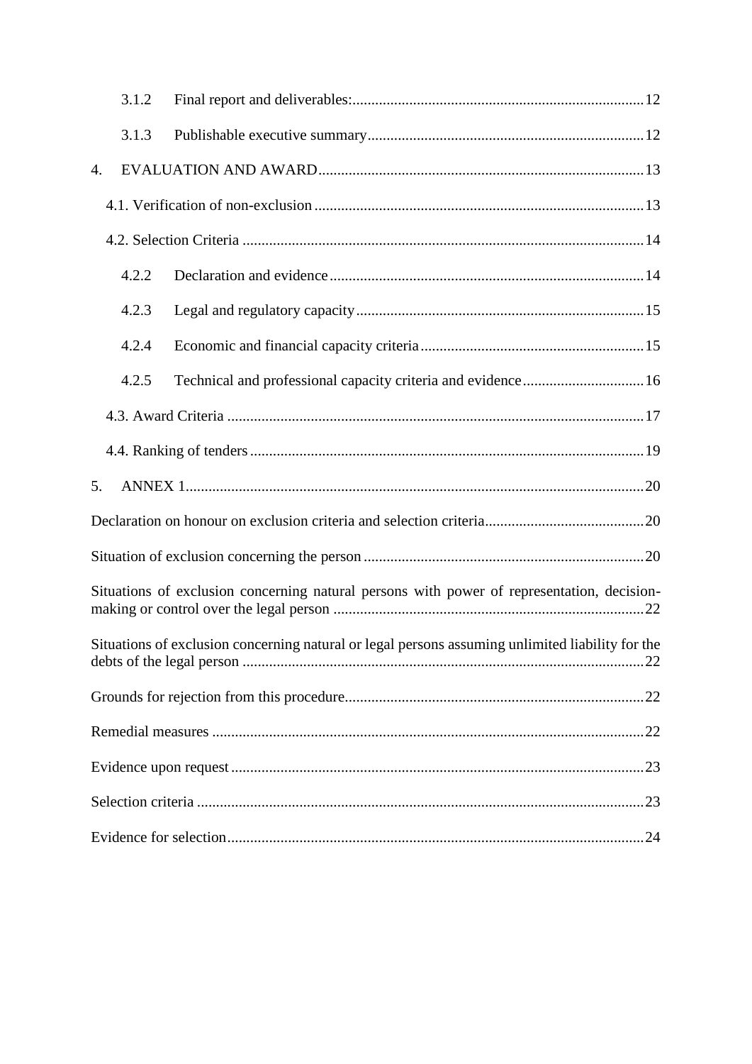3.1.2 Final report and deliverables: 12

3.1.3 Publishable executive summary 12

4. EVALUATION AND AWARD 13

4.1. Verification of non-exclusion 13

4.2. Selection Criteria 14

4.2.2 Declaration and evidence 14

4.2.3 Legal and regulatory capacity 15

4.2.4 Economic and financial capacity criteria 15

4.2.5 Technical and professional capacity criteria and evidence 16

4.3. Award Criteria 17

4.4. Ranking of tenders 19

5. ANNEX 1 20

Declaration on honour on exclusion criteria and selection criteria 20

Situation of exclusion concerning the person 20

Situations of exclusion concerning natural persons with power of representation, decision-making or control over the legal person 22

Situations of exclusion concerning natural or legal persons assuming unlimited liability for the debts of the legal person 22

Grounds for rejection from this procedure 22

Remedial measures 22

Evidence upon request 23

Selection criteria 23

Evidence for selection 24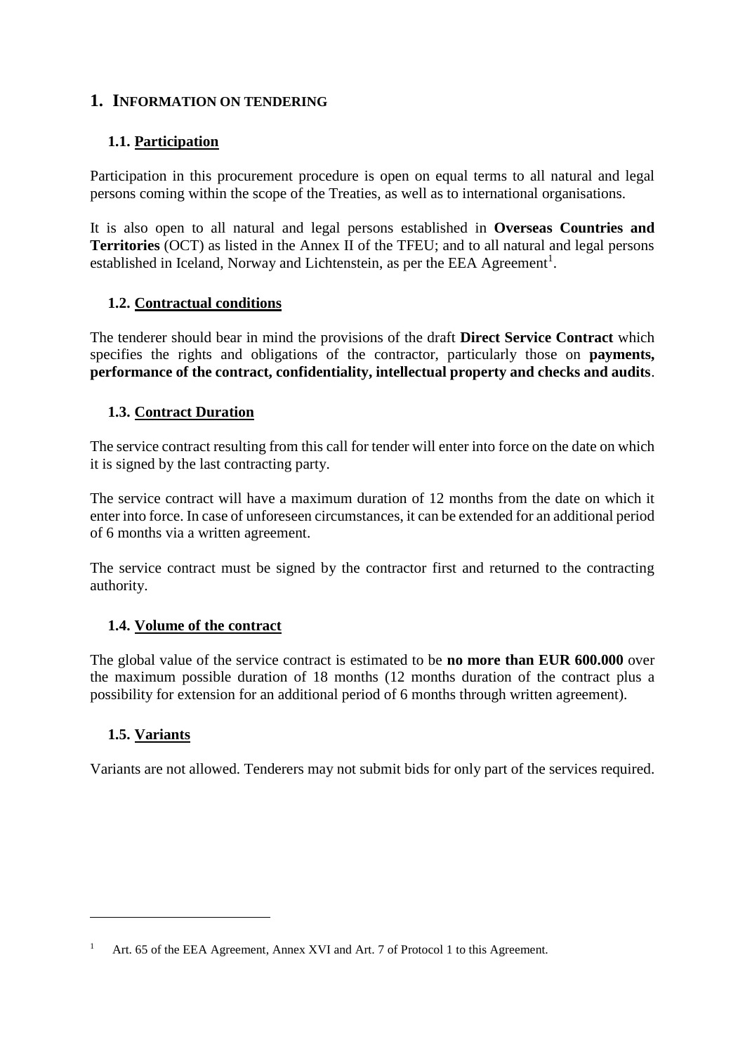# 1. INFORMATION ON TENDERING

## 1.1. Participation

Participation in this procurement procedure is open on equal terms to all natural and legal persons coming within the scope of the Treaties, as well as to international organisations.

It is also open to all natural and legal persons established in **Overseas Countries and Territories** (OCT) as listed in the Annex II of the TFEU; and to all natural and legal persons established in Iceland, Norway and Lichtenstein, as per the EEA Agreement[1].

## 1.2. Contractual conditions

The tenderer should bear in mind the provisions of the draft **Direct Service Contract** which specifies the rights and obligations of the contractor, particularly those on **payments, performance of the contract, confidentiality, intellectual property and checks and audits**.

## 1.3. Contract Duration

The service contract resulting from this call for tender will enter into force on the date on which it is signed by the last contracting party.

The service contract will have a maximum duration of 12 months from the date on which it enter into force. In case of unforeseen circumstances, it can be extended for an additional period of 6 months via a written agreement.

The service contract must be signed by the contractor first and returned to the contracting authority.

## 1.4. Volume of the contract

The global value of the service contract is estimated to be **no more than EUR 600.000** over the maximum possible duration of 18 months (12 months duration of the contract plus a possibility for extension for an additional period of 6 months through written agreement).

## 1.5. Variants

Variants are not allowed. Tenderers may not submit bids for only part of the services required.

---

[1] Art. 65 of the EEA Agreement, Annex XVI and Art. 7 of Protocol 1 to this Agreement.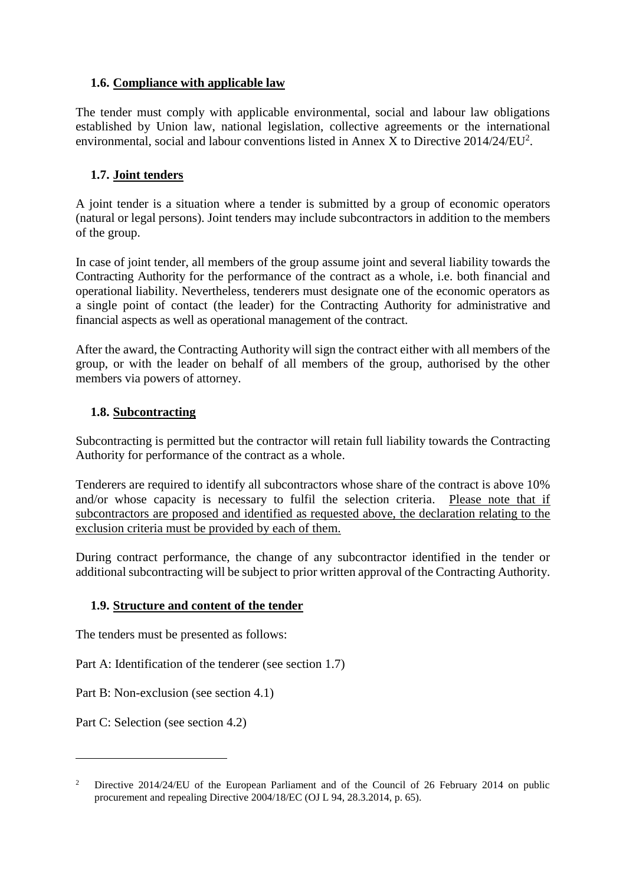### 1.6. Compliance with applicable law

The tender must comply with applicable environmental, social and labour law obligations established by Union law, national legislation, collective agreements or the international environmental, social and labour conventions listed in Annex X to Directive 2014/24/EU[2].

### 1.7. Joint tenders

A joint tender is a situation where a tender is submitted by a group of economic operators (natural or legal persons). Joint tenders may include subcontractors in addition to the members of the group.

In case of joint tender, all members of the group assume joint and several liability towards the Contracting Authority for the performance of the contract as a whole, i.e. both financial and operational liability. Nevertheless, tenderers must designate one of the economic operators as a single point of contact (the leader) for the Contracting Authority for administrative and financial aspects as well as operational management of the contract.

After the award, the Contracting Authority will sign the contract either with all members of the group, or with the leader on behalf of all members of the group, authorised by the other members via powers of attorney.

### 1.8. Subcontracting

Subcontracting is permitted but the contractor will retain full liability towards the Contracting Authority for performance of the contract as a whole.

Tenderers are required to identify all subcontractors whose share of the contract is above 10% and/or whose capacity is necessary to fulfil the selection criteria. Please note that if subcontractors are proposed and identified as requested above, the declaration relating to the exclusion criteria must be provided by each of them.

During contract performance, the change of any subcontractor identified in the tender or additional subcontracting will be subject to prior written approval of the Contracting Authority.

### 1.9. Structure and content of the tender

The tenders must be presented as follows:

Part A: Identification of the tenderer (see section 1.7)

Part B: Non-exclusion (see section 4.1)

Part C: Selection (see section 4.2)

---

[2] Directive 2014/24/EU of the European Parliament and of the Council of 26 February 2014 on public procurement and repealing Directive 2004/18/EC (OJ L 94, 28.3.2014, p. 65).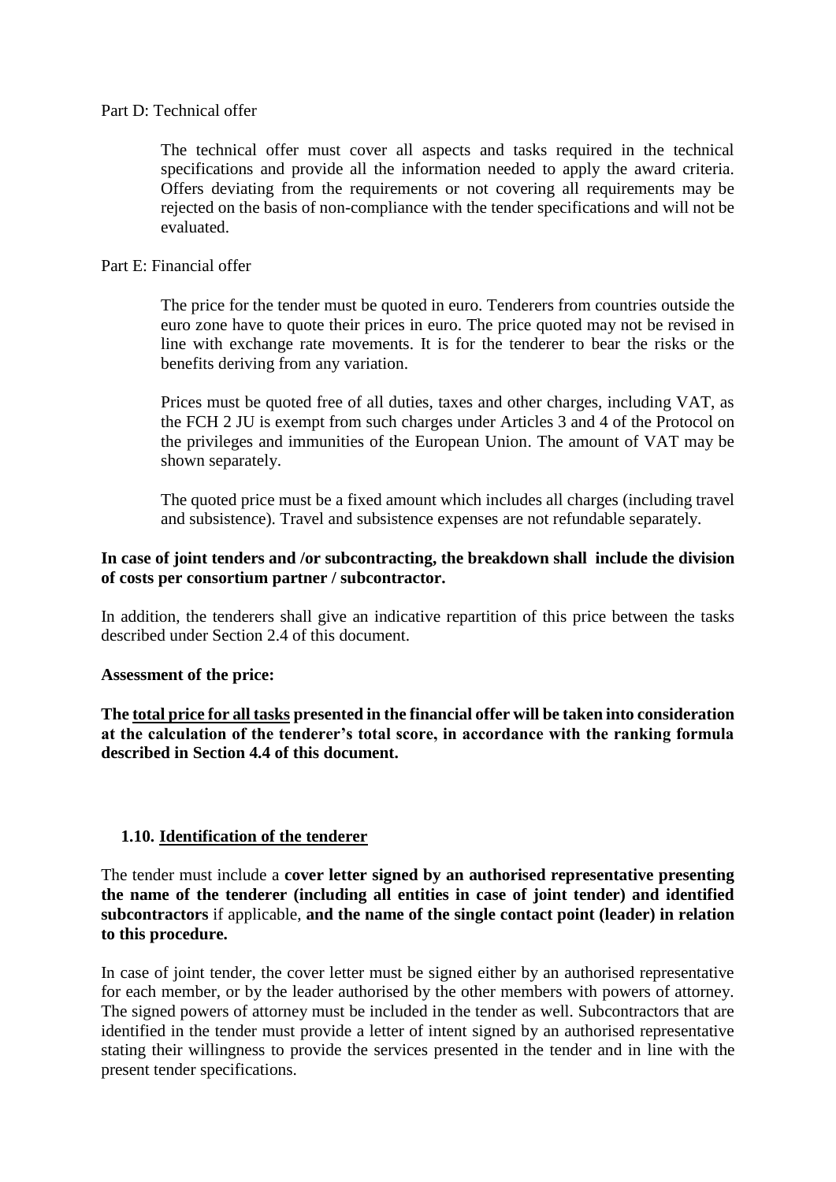Part D: Technical offer

> The technical offer must cover all aspects and tasks required in the technical specifications and provide all the information needed to apply the award criteria. Offers deviating from the requirements or not covering all requirements may be rejected on the basis of non-compliance with the tender specifications and will not be evaluated.

Part E: Financial offer

> The price for the tender must be quoted in euro. Tenderers from countries outside the euro zone have to quote their prices in euro. The price quoted may not be revised in line with exchange rate movements. It is for the tenderer to bear the risks or the benefits deriving from any variation.
>
> Prices must be quoted free of all duties, taxes and other charges, including VAT, as the FCH 2 JU is exempt from such charges under Articles 3 and 4 of the Protocol on the privileges and immunities of the European Union. The amount of VAT may be shown separately.
>
> The quoted price must be a fixed amount which includes all charges (including travel and subsistence). Travel and subsistence expenses are not refundable separately.

**In case of joint tenders and /or subcontracting, the breakdown shall include the division of costs per consortium partner / subcontractor.**

In addition, the tenderers shall give an indicative repartition of this price between the tasks described under Section 2.4 of this document.

**Assessment of the price:**

**The <u>total price for all tasks</u> presented in the financial offer will be taken into consideration at the calculation of the tenderer's total score, in accordance with the ranking formula described in Section 4.4 of this document.**

## 1.10. Identification of the tenderer

The tender must include a **cover letter signed by an authorised representative presenting the name of the tenderer (including all entities in case of joint tender) and identified subcontractors** if applicable, **and the name of the single contact point (leader) in relation to this procedure.**

In case of joint tender, the cover letter must be signed either by an authorised representative for each member, or by the leader authorised by the other members with powers of attorney. The signed powers of attorney must be included in the tender as well. Subcontractors that are identified in the tender must provide a letter of intent signed by an authorised representative stating their willingness to provide the services presented in the tender and in line with the present tender specifications.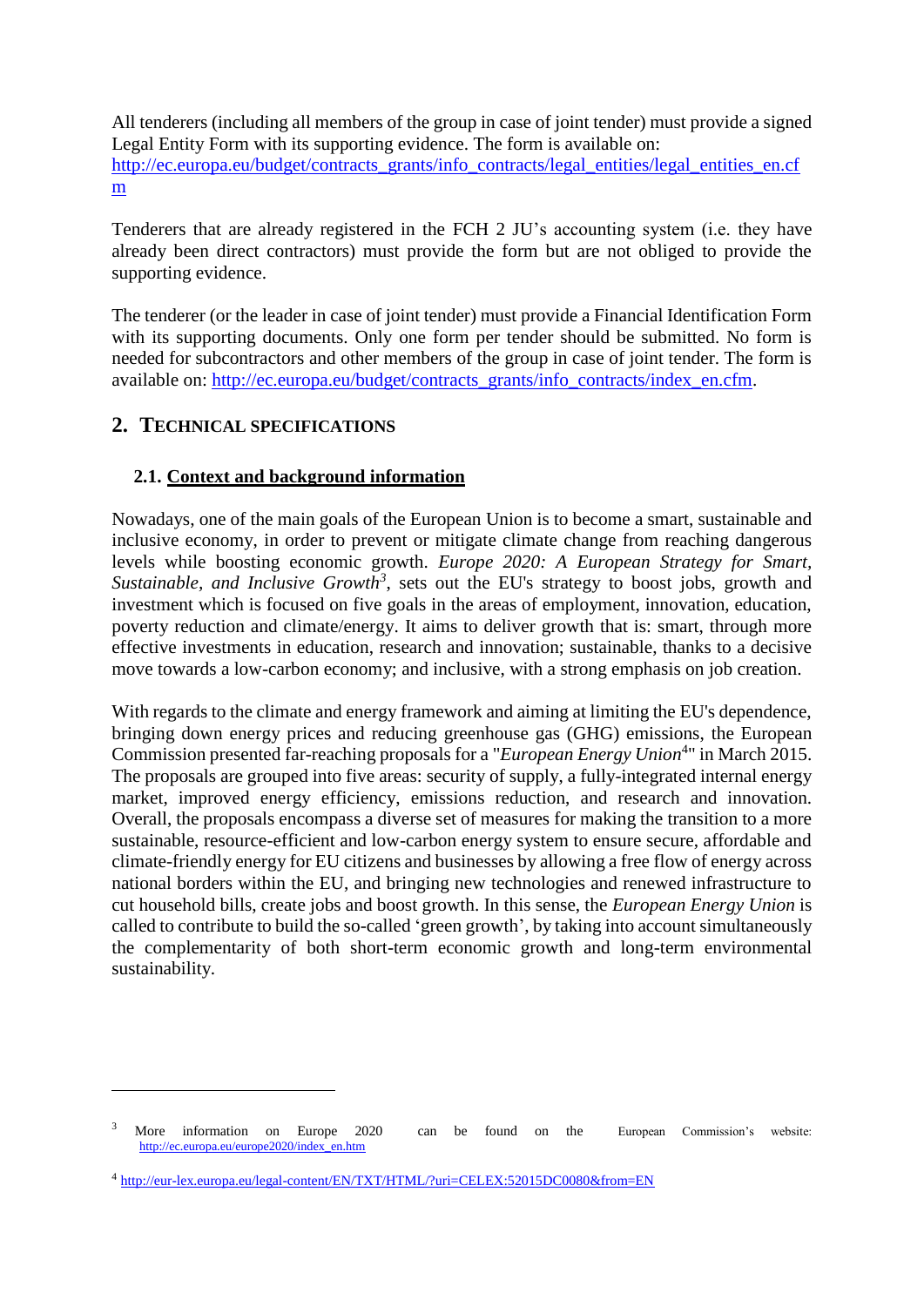All tenderers (including all members of the group in case of joint tender) must provide a signed Legal Entity Form with its supporting evidence. The form is available on: http://ec.europa.eu/budget/contracts_grants/info_contracts/legal_entities/legal_entities_en.cfm

Tenderers that are already registered in the FCH 2 JU's accounting system (i.e. they have already been direct contractors) must provide the form but are not obliged to provide the supporting evidence.

The tenderer (or the leader in case of joint tender) must provide a Financial Identification Form with its supporting documents. Only one form per tender should be submitted. No form is needed for subcontractors and other members of the group in case of joint tender. The form is available on: http://ec.europa.eu/budget/contracts_grants/info_contracts/index_en.cfm.

## 2. TECHNICAL SPECIFICATIONS

### 2.1. Context and background information

Nowadays, one of the main goals of the European Union is to become a smart, sustainable and inclusive economy, in order to prevent or mitigate climate change from reaching dangerous levels while boosting economic growth. *Europe 2020: A European Strategy for Smart, Sustainable, and Inclusive Growth*[3], sets out the EU's strategy to boost jobs, growth and investment which is focused on five goals in the areas of employment, innovation, education, poverty reduction and climate/energy. It aims to deliver growth that is: smart, through more effective investments in education, research and innovation; sustainable, thanks to a decisive move towards a low-carbon economy; and inclusive, with a strong emphasis on job creation.

With regards to the climate and energy framework and aiming at limiting the EU's dependence, bringing down energy prices and reducing greenhouse gas (GHG) emissions, the European Commission presented far-reaching proposals for a "*European Energy Union*[4]" in March 2015. The proposals are grouped into five areas: security of supply, a fully-integrated internal energy market, improved energy efficiency, emissions reduction, and research and innovation. Overall, the proposals encompass a diverse set of measures for making the transition to a more sustainable, resource-efficient and low-carbon energy system to ensure secure, affordable and climate-friendly energy for EU citizens and businesses by allowing a free flow of energy across national borders within the EU, and bringing new technologies and renewed infrastructure to cut household bills, create jobs and boost growth. In this sense, the *European Energy Union* is called to contribute to build the so-called 'green growth', by taking into account simultaneously the complementarity of both short-term economic growth and long-term environmental sustainability.

---

[3] More information on Europe 2020 can be found on the European Commission's website: http://ec.europa.eu/europe2020/index_en.htm

[4] http://eur-lex.europa.eu/legal-content/EN/TXT/HTML/?uri=CELEX:52015DC0080&from=EN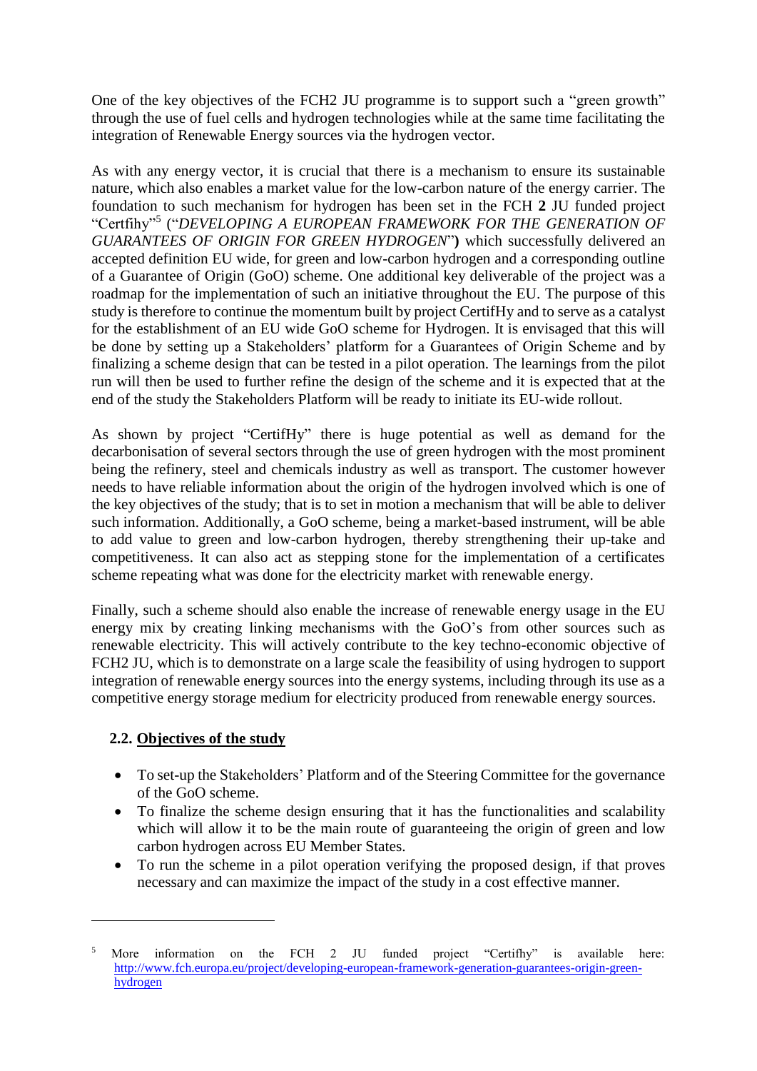One of the key objectives of the FCH2 JU programme is to support such a "green growth" through the use of fuel cells and hydrogen technologies while at the same time facilitating the integration of Renewable Energy sources via the hydrogen vector.

As with any energy vector, it is crucial that there is a mechanism to ensure its sustainable nature, which also enables a market value for the low-carbon nature of the energy carrier. The foundation to such mechanism for hydrogen has been set in the FCH **2** JU funded project "Certfihy"[5] ("*DEVELOPING A EUROPEAN FRAMEWORK FOR THE GENERATION OF GUARANTEES OF ORIGIN FOR GREEN HYDROGEN*"**)** which successfully delivered an accepted definition EU wide, for green and low-carbon hydrogen and a corresponding outline of a Guarantee of Origin (GoO) scheme. One additional key deliverable of the project was a roadmap for the implementation of such an initiative throughout the EU. The purpose of this study is therefore to continue the momentum built by project CertifHy and to serve as a catalyst for the establishment of an EU wide GoO scheme for Hydrogen. It is envisaged that this will be done by setting up a Stakeholders' platform for a Guarantees of Origin Scheme and by finalizing a scheme design that can be tested in a pilot operation. The learnings from the pilot run will then be used to further refine the design of the scheme and it is expected that at the end of the study the Stakeholders Platform will be ready to initiate its EU-wide rollout.

As shown by project "CertifHy" there is huge potential as well as demand for the decarbonisation of several sectors through the use of green hydrogen with the most prominent being the refinery, steel and chemicals industry as well as transport. The customer however needs to have reliable information about the origin of the hydrogen involved which is one of the key objectives of the study; that is to set in motion a mechanism that will be able to deliver such information. Additionally, a GoO scheme, being a market-based instrument, will be able to add value to green and low-carbon hydrogen, thereby strengthening their up-take and competitiveness. It can also act as stepping stone for the implementation of a certificates scheme repeating what was done for the electricity market with renewable energy.

Finally, such a scheme should also enable the increase of renewable energy usage in the EU energy mix by creating linking mechanisms with the GoO's from other sources such as renewable electricity. This will actively contribute to the key techno-economic objective of FCH2 JU, which is to demonstrate on a large scale the feasibility of using hydrogen to support integration of renewable energy sources into the energy systems, including through its use as a competitive energy storage medium for electricity produced from renewable energy sources.

### 2.2. Objectives of the study

- To set-up the Stakeholders' Platform and of the Steering Committee for the governance of the GoO scheme.
- To finalize the scheme design ensuring that it has the functionalities and scalability which will allow it to be the main route of guaranteeing the origin of green and low carbon hydrogen across EU Member States.
- To run the scheme in a pilot operation verifying the proposed design, if that proves necessary and can maximize the impact of the study in a cost effective manner.

---

[5] More information on the FCH 2 JU funded project "Certifhy" is available here: http://www.fch.europa.eu/project/developing-european-framework-generation-guarantees-origin-green-hydrogen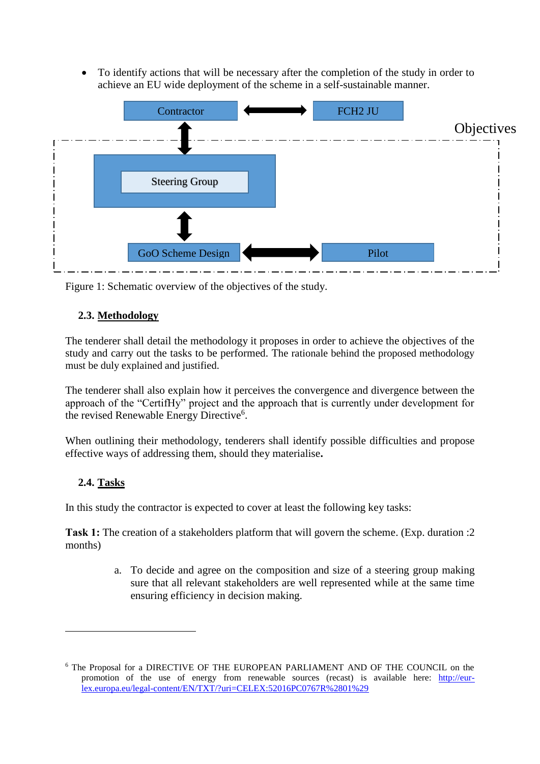- To identify actions that will be necessary after the completion of the study in order to achieve an EU wide deployment of the scheme in a self-sustainable manner.

Contractor ⟷ FCH2 JU

Objectives

Steering Group

GoO Scheme Design ⟷ Pilot

Figure 1: Schematic overview of the objectives of the study.

### 2.3. Methodology

The tenderer shall detail the methodology it proposes in order to achieve the objectives of the study and carry out the tasks to be performed. The rationale behind the proposed methodology must be duly explained and justified.

The tenderer shall also explain how it perceives the convergence and divergence between the approach of the "CertifHy" project and the approach that is currently under development for the revised Renewable Energy Directive[6].

When outlining their methodology, tenderers shall identify possible difficulties and propose effective ways of addressing them, should they materialise**.**

### 2.4. Tasks

In this study the contractor is expected to cover at least the following key tasks:

**Task 1:** The creation of a stakeholders platform that will govern the scheme. (Exp. duration :2 months)

a. To decide and agree on the composition and size of a steering group making sure that all relevant stakeholders are well represented while at the same time ensuring efficiency in decision making.

---

[6] The Proposal for a DIRECTIVE OF THE EUROPEAN PARLIAMENT AND OF THE COUNCIL on the promotion of the use of energy from renewable sources (recast) is available here: http://eur-lex.europa.eu/legal-content/EN/TXT/?uri=CELEX:52016PC0767R%2801%29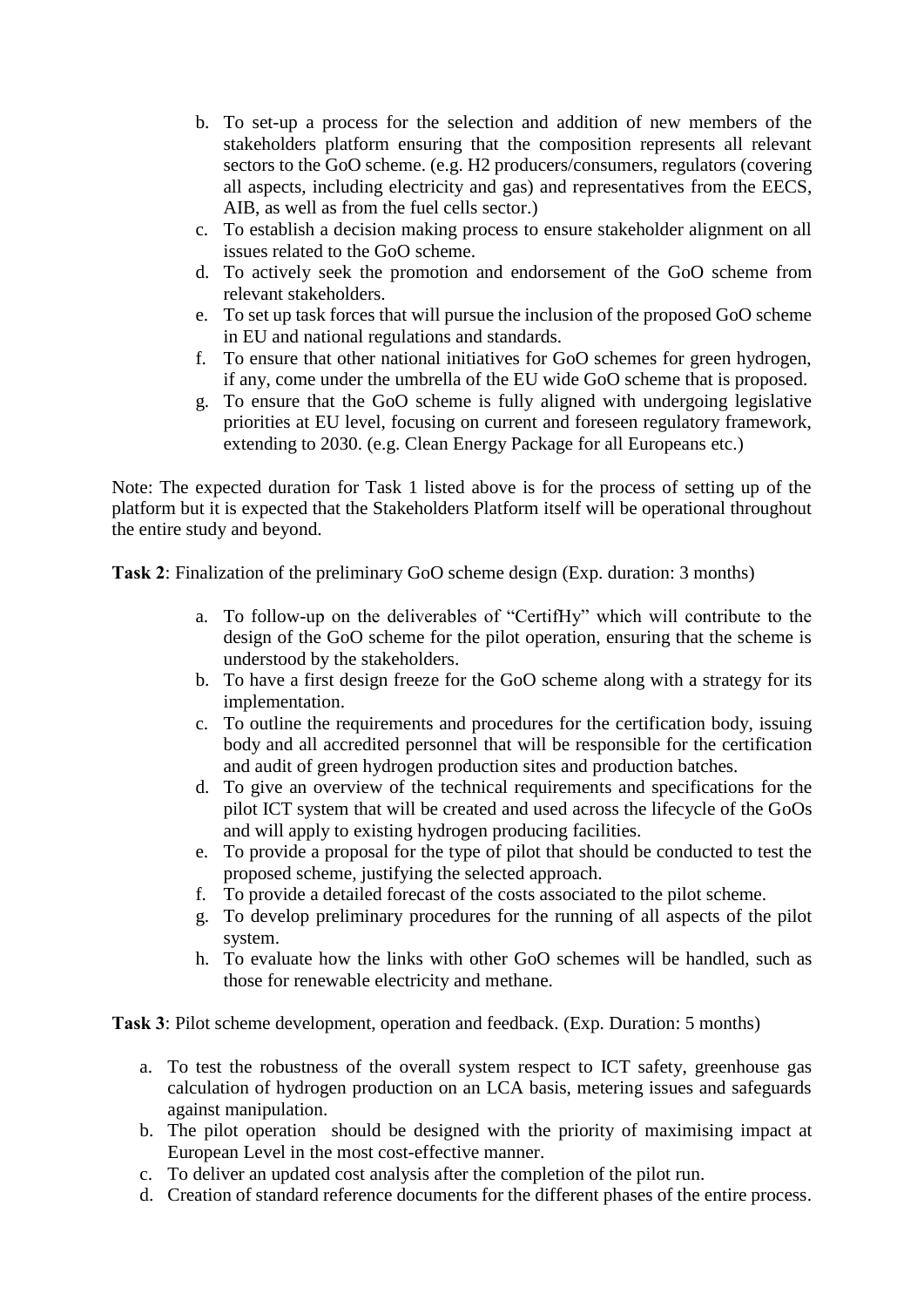b. To set-up a process for the selection and addition of new members of the stakeholders platform ensuring that the composition represents all relevant sectors to the GoO scheme. (e.g. H2 producers/consumers, regulators (covering all aspects, including electricity and gas) and representatives from the EECS, AIB, as well as from the fuel cells sector.)
c. To establish a decision making process to ensure stakeholder alignment on all issues related to the GoO scheme.
d. To actively seek the promotion and endorsement of the GoO scheme from relevant stakeholders.
e. To set up task forces that will pursue the inclusion of the proposed GoO scheme in EU and national regulations and standards.
f. To ensure that other national initiatives for GoO schemes for green hydrogen, if any, come under the umbrella of the EU wide GoO scheme that is proposed.
g. To ensure that the GoO scheme is fully aligned with undergoing legislative priorities at EU level, focusing on current and foreseen regulatory framework, extending to 2030. (e.g. Clean Energy Package for all Europeans etc.)

Note: The expected duration for Task 1 listed above is for the process of setting up of the platform but it is expected that the Stakeholders Platform itself will be operational throughout the entire study and beyond.

**Task 2**: Finalization of the preliminary GoO scheme design (Exp. duration: 3 months)

a. To follow-up on the deliverables of "CertifHy" which will contribute to the design of the GoO scheme for the pilot operation, ensuring that the scheme is understood by the stakeholders.
b. To have a first design freeze for the GoO scheme along with a strategy for its implementation.
c. To outline the requirements and procedures for the certification body, issuing body and all accredited personnel that will be responsible for the certification and audit of green hydrogen production sites and production batches.
d. To give an overview of the technical requirements and specifications for the pilot ICT system that will be created and used across the lifecycle of the GoOs and will apply to existing hydrogen producing facilities.
e. To provide a proposal for the type of pilot that should be conducted to test the proposed scheme, justifying the selected approach.
f. To provide a detailed forecast of the costs associated to the pilot scheme.
g. To develop preliminary procedures for the running of all aspects of the pilot system.
h. To evaluate how the links with other GoO schemes will be handled, such as those for renewable electricity and methane.

**Task 3**: Pilot scheme development, operation and feedback. (Exp. Duration: 5 months)

a. To test the robustness of the overall system respect to ICT safety, greenhouse gas calculation of hydrogen production on an LCA basis, metering issues and safeguards against manipulation.
b. The pilot operation should be designed with the priority of maximising impact at European Level in the most cost-effective manner.
c. To deliver an updated cost analysis after the completion of the pilot run.
d. Creation of standard reference documents for the different phases of the entire process.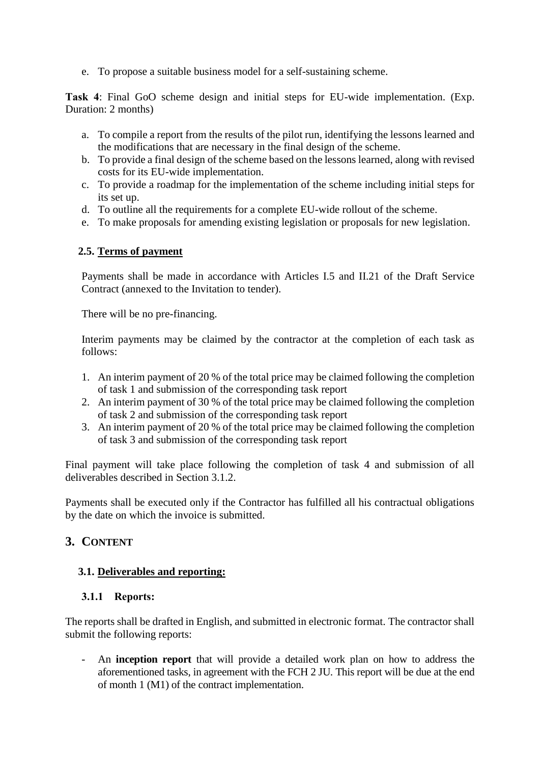e. To propose a suitable business model for a self-sustaining scheme.

**Task 4**: Final GoO scheme design and initial steps for EU-wide implementation. (Exp. Duration: 2 months)

a. To compile a report from the results of the pilot run, identifying the lessons learned and the modifications that are necessary in the final design of the scheme.
b. To provide a final design of the scheme based on the lessons learned, along with revised costs for its EU-wide implementation.
c. To provide a roadmap for the implementation of the scheme including initial steps for its set up.
d. To outline all the requirements for a complete EU-wide rollout of the scheme.
e. To make proposals for amending existing legislation or proposals for new legislation.

### 2.5. Terms of payment

Payments shall be made in accordance with Articles I.5 and II.21 of the Draft Service Contract (annexed to the Invitation to tender).

There will be no pre-financing.

Interim payments may be claimed by the contractor at the completion of each task as follows:

1. An interim payment of 20 % of the total price may be claimed following the completion of task 1 and submission of the corresponding task report
2. An interim payment of 30 % of the total price may be claimed following the completion of task 2 and submission of the corresponding task report
3. An interim payment of 20 % of the total price may be claimed following the completion of task 3 and submission of the corresponding task report

Final payment will take place following the completion of task 4 and submission of all deliverables described in Section 3.1.2.

Payments shall be executed only if the Contractor has fulfilled all his contractual obligations by the date on which the invoice is submitted.

## 3. CONTENT

### 3.1. Deliverables and reporting:

#### 3.1.1 Reports:

The reports shall be drafted in English, and submitted in electronic format. The contractor shall submit the following reports:

- An **inception report** that will provide a detailed work plan on how to address the aforementioned tasks, in agreement with the FCH 2 JU. This report will be due at the end of month 1 (M1) of the contract implementation.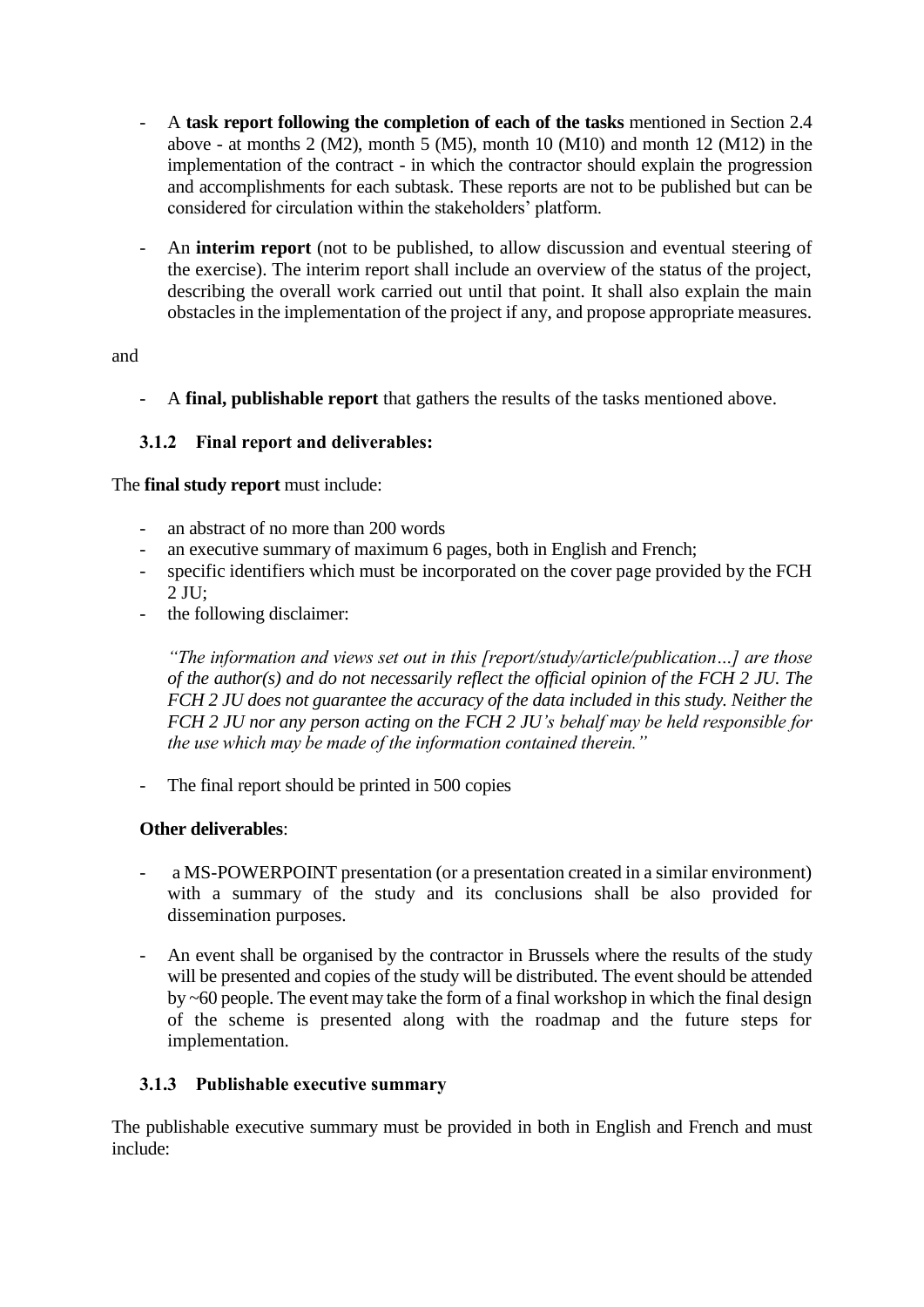- A **task report following the completion of each of the tasks** mentioned in Section 2.4 above - at months 2 (M2), month 5 (M5), month 10 (M10) and month 12 (M12) in the implementation of the contract - in which the contractor should explain the progression and accomplishments for each subtask. These reports are not to be published but can be considered for circulation within the stakeholders' platform.

- An **interim report** (not to be published, to allow discussion and eventual steering of the exercise). The interim report shall include an overview of the status of the project, describing the overall work carried out until that point. It shall also explain the main obstacles in the implementation of the project if any, and propose appropriate measures.

and

- A **final, publishable report** that gathers the results of the tasks mentioned above.

### 3.1.2 Final report and deliverables:

The **final study report** must include:

- an abstract of no more than 200 words
- an executive summary of maximum 6 pages, both in English and French;
- specific identifiers which must be incorporated on the cover page provided by the FCH 2 JU;
- the following disclaimer:

  *"The information and views set out in this [report/study/article/publication…] are those of the author(s) and do not necessarily reflect the official opinion of the FCH 2 JU. The FCH 2 JU does not guarantee the accuracy of the data included in this study. Neither the FCH 2 JU nor any person acting on the FCH 2 JU's behalf may be held responsible for the use which may be made of the information contained therein."*

- The final report should be printed in 500 copies

**Other deliverables**:

- a MS-POWERPOINT presentation (or a presentation created in a similar environment) with a summary of the study and its conclusions shall be also provided for dissemination purposes.

- An event shall be organised by the contractor in Brussels where the results of the study will be presented and copies of the study will be distributed. The event should be attended by ~60 people. The event may take the form of a final workshop in which the final design of the scheme is presented along with the roadmap and the future steps for implementation.

### 3.1.3 Publishable executive summary

The publishable executive summary must be provided in both in English and French and must include: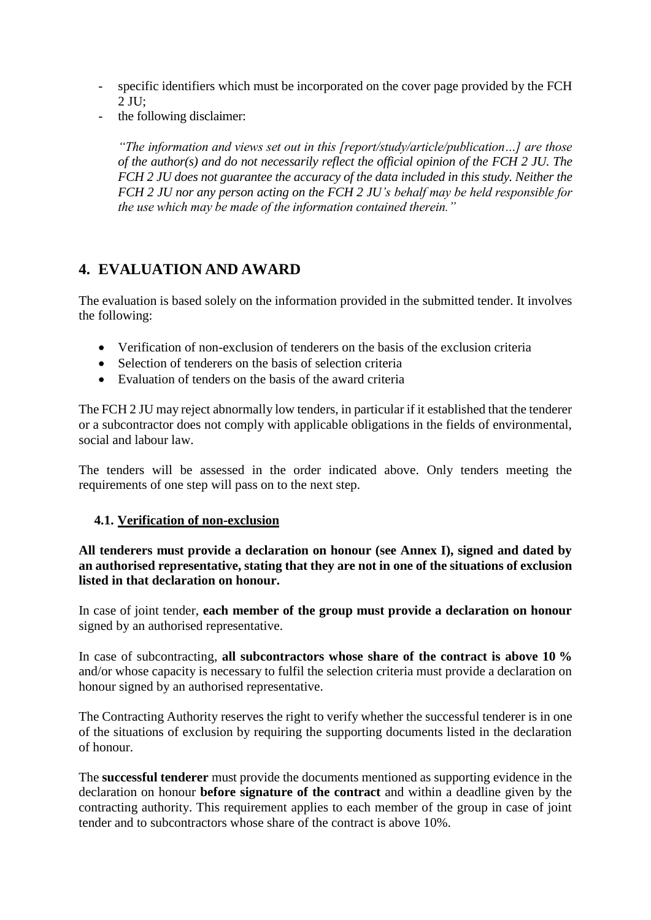- specific identifiers which must be incorporated on the cover page provided by the FCH 2 JU;
- the following disclaimer:

  *"The information and views set out in this [report/study/article/publication…] are those of the author(s) and do not necessarily reflect the official opinion of the FCH 2 JU. The FCH 2 JU does not guarantee the accuracy of the data included in this study. Neither the FCH 2 JU nor any person acting on the FCH 2 JU's behalf may be held responsible for the use which may be made of the information contained therein."*

## 4. EVALUATION AND AWARD

The evaluation is based solely on the information provided in the submitted tender. It involves the following:

- Verification of non-exclusion of tenderers on the basis of the exclusion criteria
- Selection of tenderers on the basis of selection criteria
- Evaluation of tenders on the basis of the award criteria

The FCH 2 JU may reject abnormally low tenders, in particular if it established that the tenderer or a subcontractor does not comply with applicable obligations in the fields of environmental, social and labour law.

The tenders will be assessed in the order indicated above. Only tenders meeting the requirements of one step will pass on to the next step.

### 4.1. Verification of non-exclusion

**All tenderers must provide a declaration on honour (see Annex I), signed and dated by an authorised representative, stating that they are not in one of the situations of exclusion listed in that declaration on honour.**

In case of joint tender, **each member of the group must provide a declaration on honour** signed by an authorised representative.

In case of subcontracting, **all subcontractors whose share of the contract is above 10 %** and/or whose capacity is necessary to fulfil the selection criteria must provide a declaration on honour signed by an authorised representative.

The Contracting Authority reserves the right to verify whether the successful tenderer is in one of the situations of exclusion by requiring the supporting documents listed in the declaration of honour.

The **successful tenderer** must provide the documents mentioned as supporting evidence in the declaration on honour **before signature of the contract** and within a deadline given by the contracting authority. This requirement applies to each member of the group in case of joint tender and to subcontractors whose share of the contract is above 10%.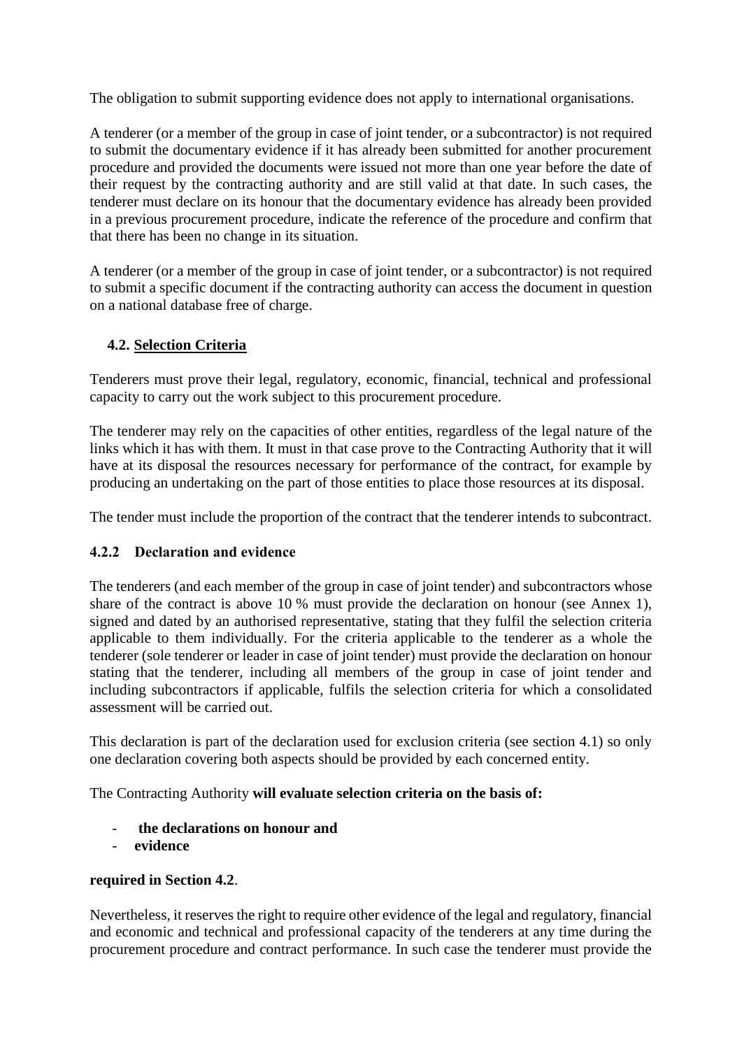The obligation to submit supporting evidence does not apply to international organisations.

A tenderer (or a member of the group in case of joint tender, or a subcontractor) is not required to submit the documentary evidence if it has already been submitted for another procurement procedure and provided the documents were issued not more than one year before the date of their request by the contracting authority and are still valid at that date. In such cases, the tenderer must declare on its honour that the documentary evidence has already been provided in a previous procurement procedure, indicate the reference of the procedure and confirm that that there has been no change in its situation.

A tenderer (or a member of the group in case of joint tender, or a subcontractor) is not required to submit a specific document if the contracting authority can access the document in question on a national database free of charge.

## 4.2. <u>Selection Criteria</u>

Tenderers must prove their legal, regulatory, economic, financial, technical and professional capacity to carry out the work subject to this procurement procedure.

The tenderer may rely on the capacities of other entities, regardless of the legal nature of the links which it has with them. It must in that case prove to the Contracting Authority that it will have at its disposal the resources necessary for performance of the contract, for example by producing an undertaking on the part of those entities to place those resources at its disposal.

The tender must include the proportion of the contract that the tenderer intends to subcontract.

### 4.2.2 Declaration and evidence

The tenderers (and each member of the group in case of joint tender) and subcontractors whose share of the contract is above 10 % must provide the declaration on honour (see Annex 1), signed and dated by an authorised representative, stating that they fulfil the selection criteria applicable to them individually. For the criteria applicable to the tenderer as a whole the tenderer (sole tenderer or leader in case of joint tender) must provide the declaration on honour stating that the tenderer, including all members of the group in case of joint tender and including subcontractors if applicable, fulfils the selection criteria for which a consolidated assessment will be carried out.

This declaration is part of the declaration used for exclusion criteria (see section 4.1) so only one declaration covering both aspects should be provided by each concerned entity.

The Contracting Authority **will evaluate selection criteria on the basis of:**

- **the declarations on honour and**
- **evidence**

**required in Section 4.2**.

Nevertheless, it reserves the right to require other evidence of the legal and regulatory, financial and economic and technical and professional capacity of the tenderers at any time during the procurement procedure and contract performance. In such case the tenderer must provide the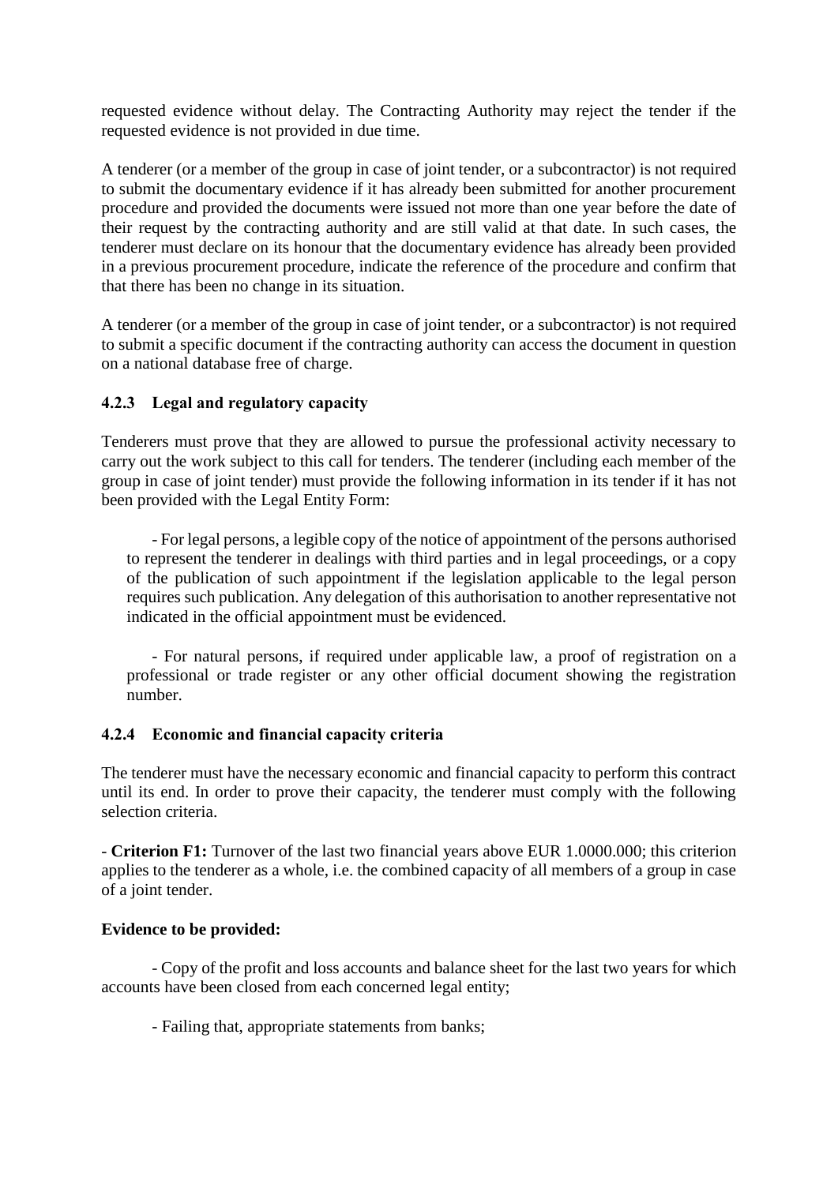requested evidence without delay. The Contracting Authority may reject the tender if the requested evidence is not provided in due time.

A tenderer (or a member of the group in case of joint tender, or a subcontractor) is not required to submit the documentary evidence if it has already been submitted for another procurement procedure and provided the documents were issued not more than one year before the date of their request by the contracting authority and are still valid at that date. In such cases, the tenderer must declare on its honour that the documentary evidence has already been provided in a previous procurement procedure, indicate the reference of the procedure and confirm that that there has been no change in its situation.

A tenderer (or a member of the group in case of joint tender, or a subcontractor) is not required to submit a specific document if the contracting authority can access the document in question on a national database free of charge.

#### 4.2.3 Legal and regulatory capacity

Tenderers must prove that they are allowed to pursue the professional activity necessary to carry out the work subject to this call for tenders. The tenderer (including each member of the group in case of joint tender) must provide the following information in its tender if it has not been provided with the Legal Entity Form:

- For legal persons, a legible copy of the notice of appointment of the persons authorised to represent the tenderer in dealings with third parties and in legal proceedings, or a copy of the publication of such appointment if the legislation applicable to the legal person requires such publication. Any delegation of this authorisation to another representative not indicated in the official appointment must be evidenced.

- For natural persons, if required under applicable law, a proof of registration on a professional or trade register or any other official document showing the registration number.

#### 4.2.4 Economic and financial capacity criteria

The tenderer must have the necessary economic and financial capacity to perform this contract until its end. In order to prove their capacity, the tenderer must comply with the following selection criteria.

- **Criterion F1:** Turnover of the last two financial years above EUR 1.0000.000; this criterion applies to the tenderer as a whole, i.e. the combined capacity of all members of a group in case of a joint tender.

**Evidence to be provided:**

- Copy of the profit and loss accounts and balance sheet for the last two years for which accounts have been closed from each concerned legal entity;

- Failing that, appropriate statements from banks;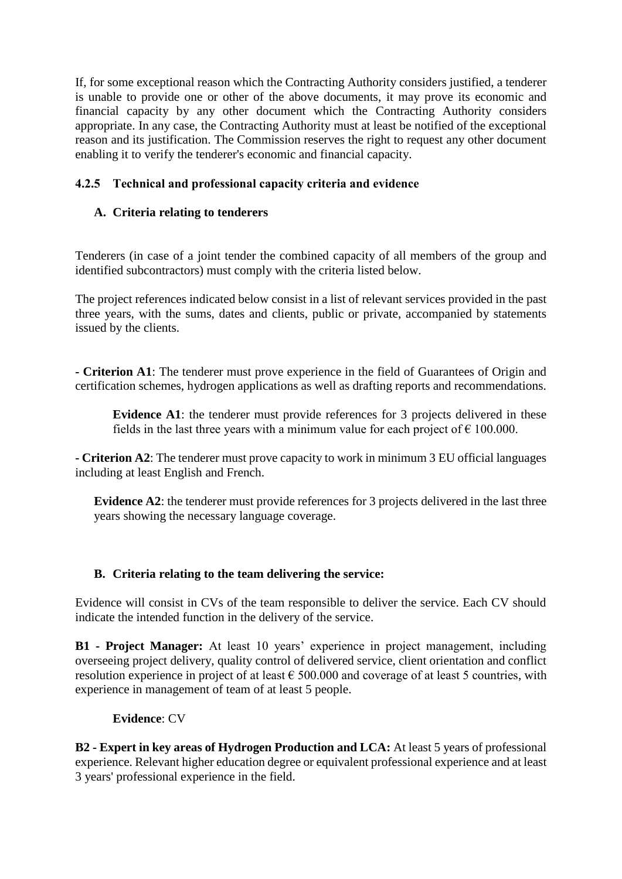If, for some exceptional reason which the Contracting Authority considers justified, a tenderer is unable to provide one or other of the above documents, it may prove its economic and financial capacity by any other document which the Contracting Authority considers appropriate. In any case, the Contracting Authority must at least be notified of the exceptional reason and its justification. The Commission reserves the right to request any other document enabling it to verify the tenderer's economic and financial capacity.

### 4.2.5 Technical and professional capacity criteria and evidence

#### A. Criteria relating to tenderers

Tenderers (in case of a joint tender the combined capacity of all members of the group and identified subcontractors) must comply with the criteria listed below.

The project references indicated below consist in a list of relevant services provided in the past three years, with the sums, dates and clients, public or private, accompanied by statements issued by the clients.

**- Criterion A1**: The tenderer must prove experience in the field of Guarantees of Origin and certification schemes, hydrogen applications as well as drafting reports and recommendations.

> **Evidence A1**: the tenderer must provide references for 3 projects delivered in these fields in the last three years with a minimum value for each project of € 100.000.

**- Criterion A2**: The tenderer must prove capacity to work in minimum 3 EU official languages including at least English and French.

> **Evidence A2**: the tenderer must provide references for 3 projects delivered in the last three years showing the necessary language coverage.

#### B. Criteria relating to the team delivering the service:

Evidence will consist in CVs of the team responsible to deliver the service. Each CV should indicate the intended function in the delivery of the service.

**B1 - Project Manager:** At least 10 years' experience in project management, including overseeing project delivery, quality control of delivered service, client orientation and conflict resolution experience in project of at least € 500.000 and coverage of at least 5 countries, with experience in management of team of at least 5 people.

> **Evidence**: CV

**B2 - Expert in key areas of Hydrogen Production and LCA:** At least 5 years of professional experience. Relevant higher education degree or equivalent professional experience and at least 3 years' professional experience in the field.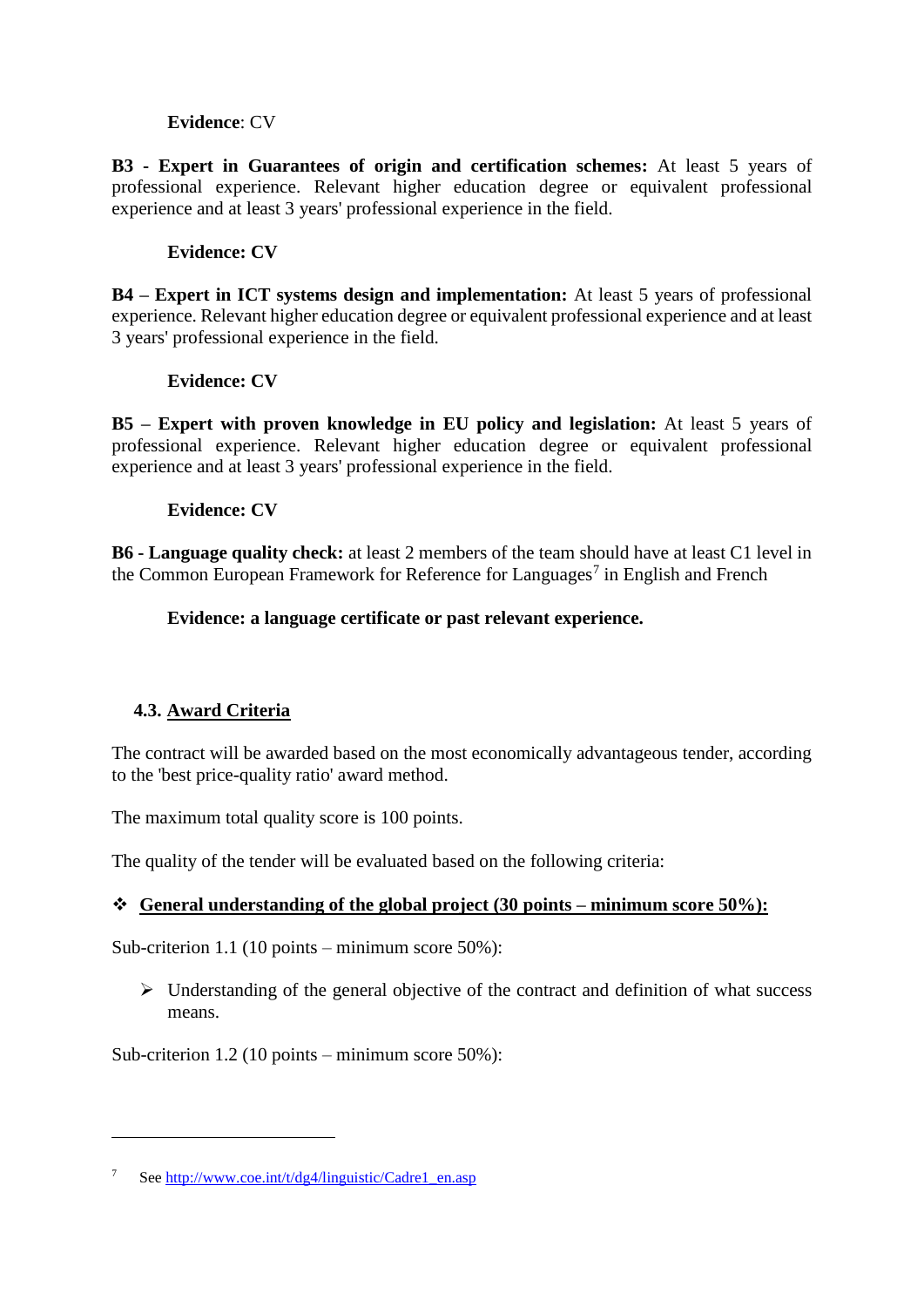**Evidence**: CV

**B3 - Expert in Guarantees of origin and certification schemes:** At least 5 years of professional experience. Relevant higher education degree or equivalent professional experience and at least 3 years' professional experience in the field.

**Evidence: CV**

**B4 – Expert in ICT systems design and implementation:** At least 5 years of professional experience. Relevant higher education degree or equivalent professional experience and at least 3 years' professional experience in the field.

**Evidence: CV**

**B5 – Expert with proven knowledge in EU policy and legislation:** At least 5 years of professional experience. Relevant higher education degree or equivalent professional experience and at least 3 years' professional experience in the field.

**Evidence: CV**

**B6 - Language quality check:** at least 2 members of the team should have at least C1 level in the Common European Framework for Reference for Languages[7] in English and French

**Evidence: a language certificate or past relevant experience.**

### 4.3. Award Criteria

The contract will be awarded based on the most economically advantageous tender, according to the 'best price-quality ratio' award method.

The maximum total quality score is 100 points.

The quality of the tender will be evaluated based on the following criteria:

- **General understanding of the global project (30 points – minimum score 50%):**

Sub-criterion 1.1 (10 points – minimum score 50%):

- Understanding of the general objective of the contract and definition of what success means.

Sub-criterion 1.2 (10 points – minimum score 50%):

---

[7] See http://www.coe.int/t/dg4/linguistic/Cadre1_en.asp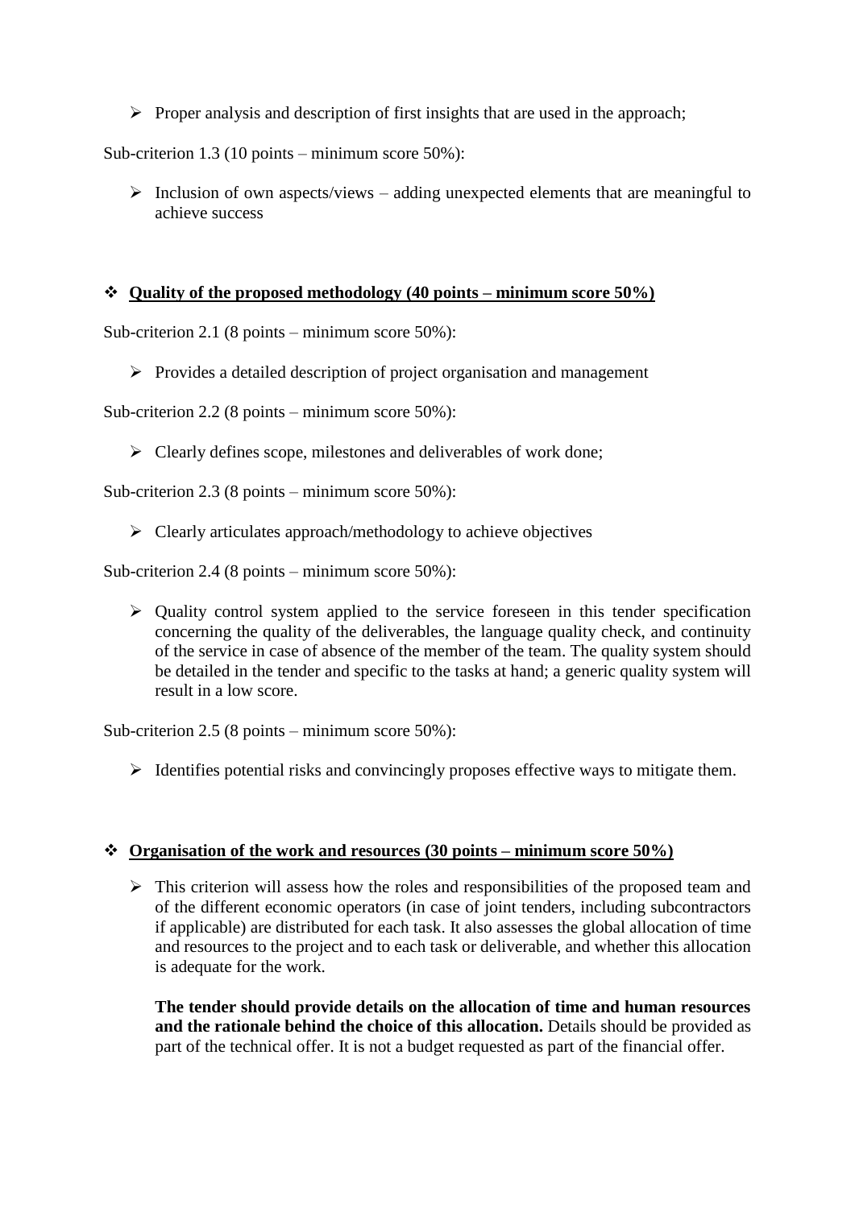- Proper analysis and description of first insights that are used in the approach;

Sub-criterion 1.3 (10 points – minimum score 50%):

- Inclusion of own aspects/views – adding unexpected elements that are meaningful to achieve success

- **Quality of the proposed methodology (40 points – minimum score 50%)**

Sub-criterion 2.1 (8 points – minimum score 50%):

- Provides a detailed description of project organisation and management

Sub-criterion 2.2 (8 points – minimum score 50%):

- Clearly defines scope, milestones and deliverables of work done;

Sub-criterion 2.3 (8 points – minimum score 50%):

- Clearly articulates approach/methodology to achieve objectives

Sub-criterion 2.4 (8 points – minimum score 50%):

- Quality control system applied to the service foreseen in this tender specification concerning the quality of the deliverables, the language quality check, and continuity of the service in case of absence of the member of the team. The quality system should be detailed in the tender and specific to the tasks at hand; a generic quality system will result in a low score.

Sub-criterion 2.5 (8 points – minimum score 50%):

- Identifies potential risks and convincingly proposes effective ways to mitigate them.

- **Organisation of the work and resources (30 points – minimum score 50%)**

- This criterion will assess how the roles and responsibilities of the proposed team and of the different economic operators (in case of joint tenders, including subcontractors if applicable) are distributed for each task. It also assesses the global allocation of time and resources to the project and to each task or deliverable, and whether this allocation is adequate for the work.

  **The tender should provide details on the allocation of time and human resources and the rationale behind the choice of this allocation.** Details should be provided as part of the technical offer. It is not a budget requested as part of the financial offer.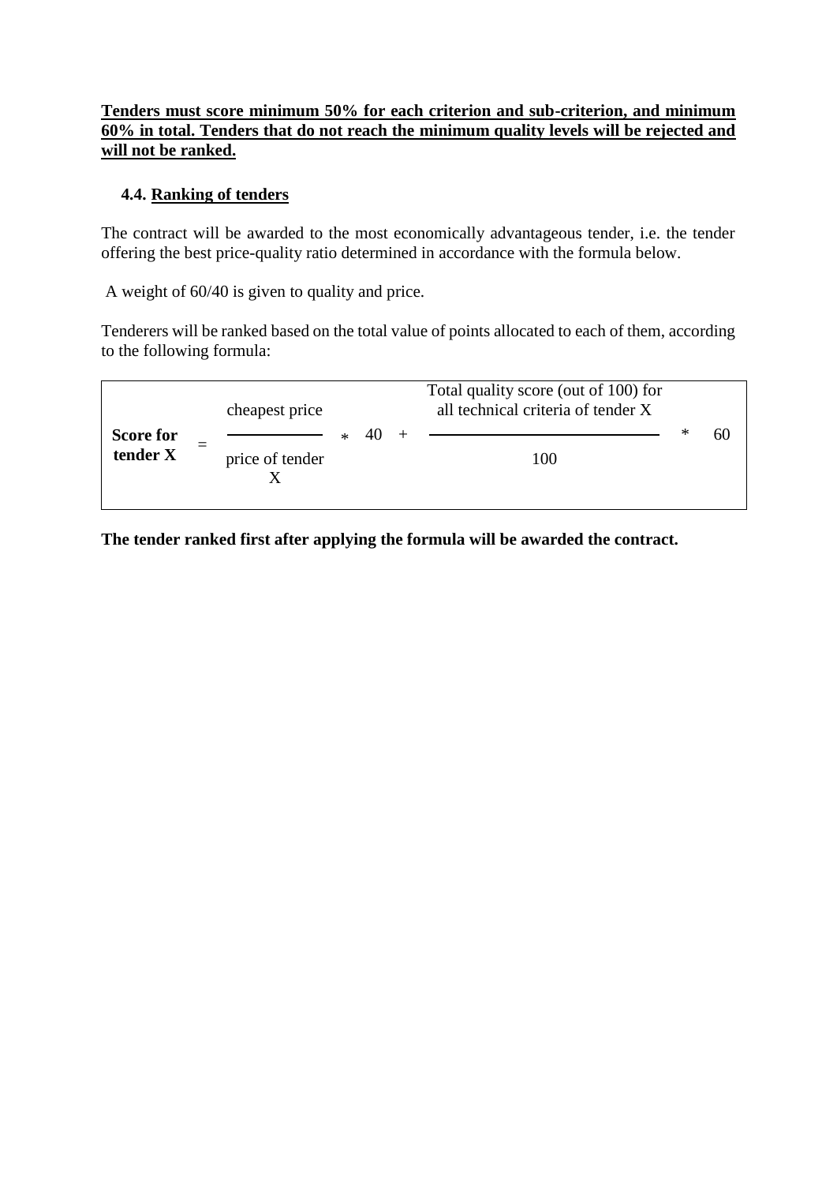**<u>Tenders must score minimum 50% for each criterion and sub-criterion, and minimum 60% in total. Tenders that do not reach the minimum quality levels will be rejected and will not be ranked.</u>**

### 4.4. <u>Ranking of tenders</u>

The contract will be awarded to the most economically advantageous tender, i.e. the tender offering the best price-quality ratio determined in accordance with the formula below.

A weight of 60/40 is given to quality and price.

Tenderers will be ranked based on the total value of points allocated to each of them, according to the following formula:

$$\textbf{Score for tender X} = \frac{\text{cheapest price}}{\text{price of tender X}} * 40 + \frac{\text{Total quality score (out of 100) for all technical criteria of tender X}}{100} * 60$$

**The tender ranked first after applying the formula will be awarded the contract.**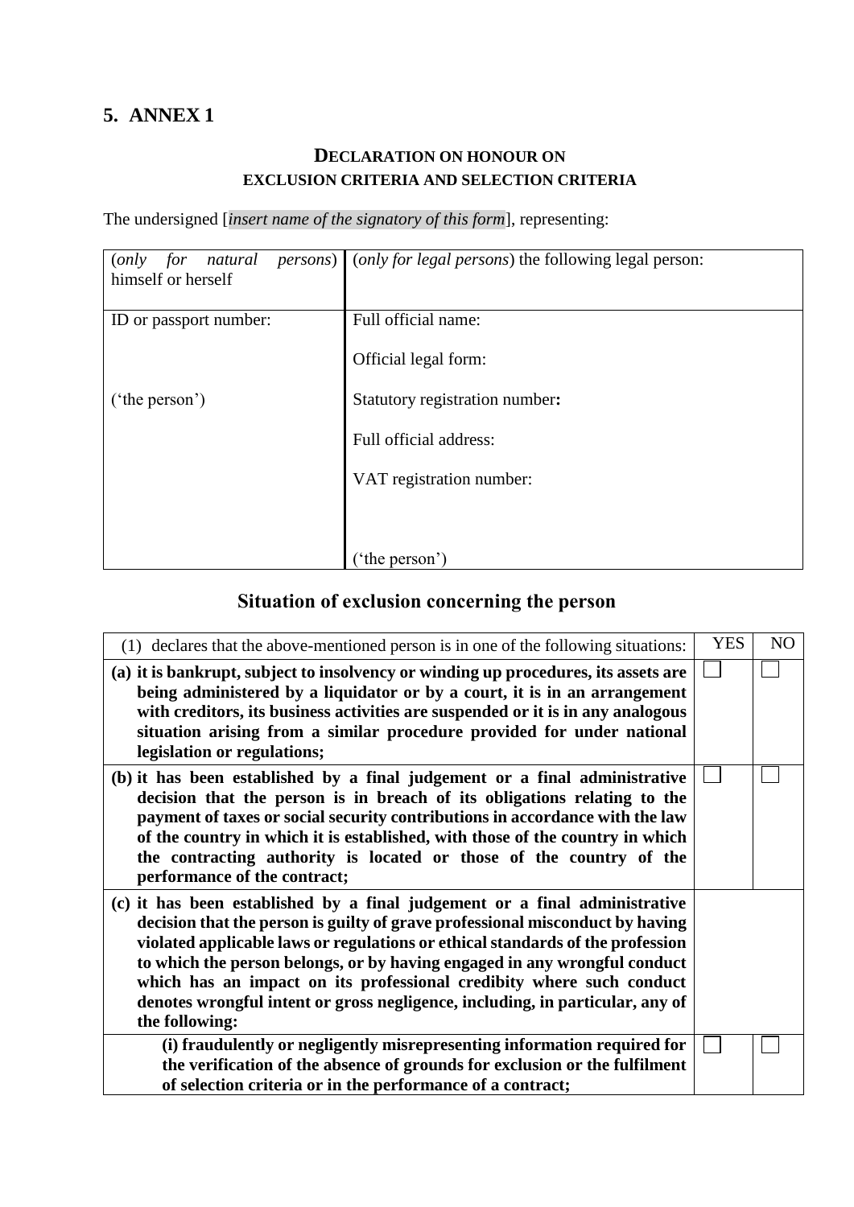## 5. ANNEX 1

### DECLARATION ON HONOUR ON EXCLUSION CRITERIA AND SELECTION CRITERIA

The undersigned [*insert name of the signatory of this form*], representing:

| (*only for natural persons*) himself or herself | (*only for legal persons*) the following legal person: |
|---|---|
| ID or passport number:<br><br>('the person') | Full official name:<br><br>Official legal form:<br><br>Statutory registration number**:**<br><br>Full official address:<br><br>VAT registration number:<br><br>('the person') |

### Situation of exclusion concerning the person

| (1) declares that the above-mentioned person is in one of the following situations: | YES | NO |
|---|---|---|
| **(a) it is bankrupt, subject to insolvency or winding up procedures, its assets are being administered by a liquidator or by a court, it is in an arrangement with creditors, its business activities are suspended or it is in any analogous situation arising from a similar procedure provided for under national legislation or regulations;** | ☐ | ☐ |
| **(b) it has been established by a final judgement or a final administrative decision that the person is in breach of its obligations relating to the payment of taxes or social security contributions in accordance with the law of the country in which it is established, with those of the country in which the contracting authority is located or those of the country of the performance of the contract;** | ☐ | ☐ |
| **(c) it has been established by a final judgement or a final administrative decision that the person is guilty of grave professional misconduct by having violated applicable laws or regulations or ethical standards of the profession to which the person belongs, or by having engaged in any wrongful conduct which has an impact on its professional credibity where such conduct denotes wrongful intent or gross negligence, including, in particular, any of the following:** | | |
| **(i) fraudulently or negligently misrepresenting information required for the verification of the absence of grounds for exclusion or the fulfilment of selection criteria or in the performance of a contract;** | ☐ | ☐ |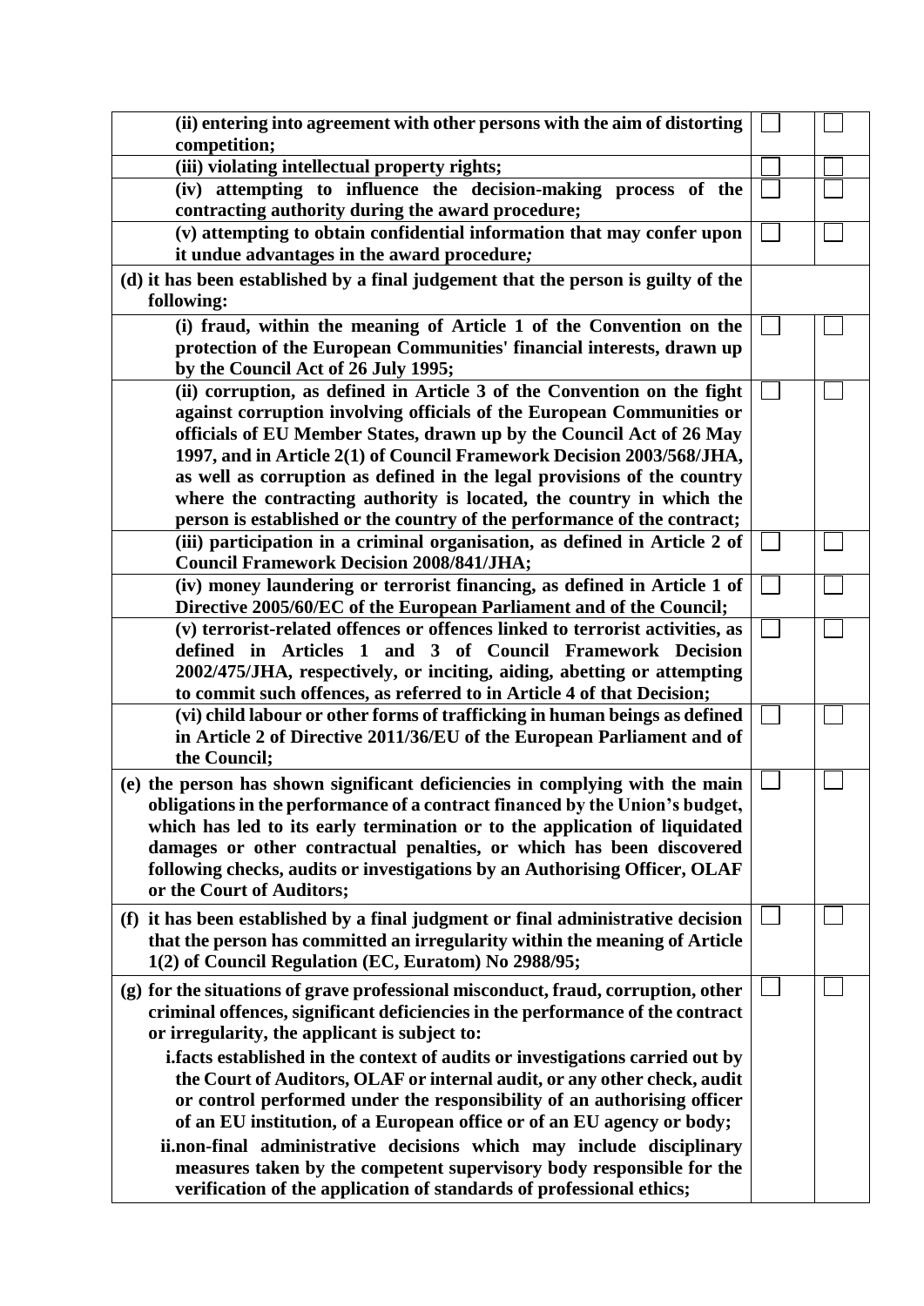| | | |
|---|---|---|
| **(ii) entering into agreement with other persons with the aim of distorting competition;** | ☐ | ☐ |
| **(iii) violating intellectual property rights;** | ☐ | ☐ |
| **(iv) attempting to influence the decision-making process of the contracting authority during the award procedure;** | ☐ | ☐ |
| **(v) attempting to obtain confidential information that may confer upon it undue advantages in the award procedure;** | ☐ | ☐ |
| **(d) it has been established by a final judgement that the person is guilty of the following:** | | |
| **(i) fraud, within the meaning of Article 1 of the Convention on the protection of the European Communities' financial interests, drawn up by the Council Act of 26 July 1995;** | ☐ | ☐ |
| **(ii) corruption, as defined in Article 3 of the Convention on the fight against corruption involving officials of the European Communities or officials of EU Member States, drawn up by the Council Act of 26 May 1997, and in Article 2(1) of Council Framework Decision 2003/568/JHA, as well as corruption as defined in the legal provisions of the country where the contracting authority is located, the country in which the person is established or the country of the performance of the contract;** | ☐ | ☐ |
| **(iii) participation in a criminal organisation, as defined in Article 2 of Council Framework Decision 2008/841/JHA;** | ☐ | ☐ |
| **(iv) money laundering or terrorist financing, as defined in Article 1 of Directive 2005/60/EC of the European Parliament and of the Council;** | ☐ | ☐ |
| **(v) terrorist-related offences or offences linked to terrorist activities, as defined in Articles 1 and 3 of Council Framework Decision 2002/475/JHA, respectively, or inciting, aiding, abetting or attempting to commit such offences, as referred to in Article 4 of that Decision;** | ☐ | ☐ |
| **(vi) child labour or other forms of trafficking in human beings as defined in Article 2 of Directive 2011/36/EU of the European Parliament and of the Council;** | ☐ | ☐ |
| **(e) the person has shown significant deficiencies in complying with the main obligations in the performance of a contract financed by the Union's budget, which has led to its early termination or to the application of liquidated damages or other contractual penalties, or which has been discovered following checks, audits or investigations by an Authorising Officer, OLAF or the Court of Auditors;** | ☐ | ☐ |
| **(f) it has been established by a final judgment or final administrative decision that the person has committed an irregularity within the meaning of Article 1(2) of Council Regulation (EC, Euratom) No 2988/95;** | ☐ | ☐ |
| **(g) for the situations of grave professional misconduct, fraud, corruption, other criminal offences, significant deficiencies in the performance of the contract or irregularity, the applicant is subject to:** <br> **i. facts established in the context of audits or investigations carried out by the Court of Auditors, OLAF or internal audit, or any other check, audit or control performed under the responsibility of an authorising officer of an EU institution, of a European office or of an EU agency or body;** <br> **ii. non-final administrative decisions which may include disciplinary measures taken by the competent supervisory body responsible for the verification of the application of standards of professional ethics;** | ☐ | ☐ |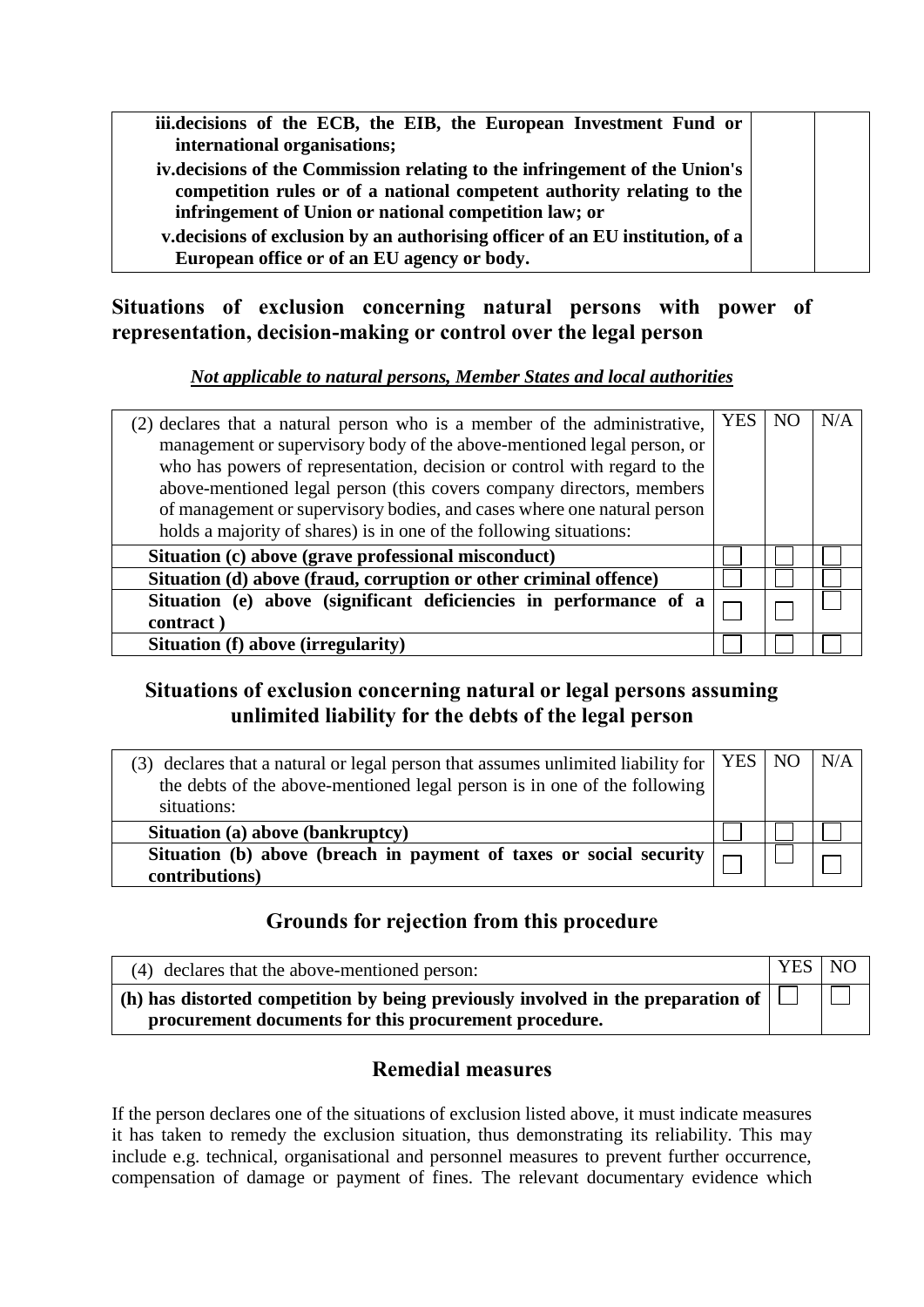| | | |
|---|---|---|
| **iii. decisions of the ECB, the EIB, the European Investment Fund or international organisations;**<br>**iv. decisions of the Commission relating to the infringement of the Union's competition rules or of a national competent authority relating to the infringement of Union or national competition law; or**<br>**v. decisions of exclusion by an authorising officer of an EU institution, of a European office or of an EU agency or body.** | | |

## Situations of exclusion concerning natural persons with power of representation, decision-making or control over the legal person

***Not applicable to natural persons, Member States and local authorities***

| (2) declares that a natural person who is a member of the administrative, management or supervisory body of the above-mentioned legal person, or who has powers of representation, decision or control with regard to the above-mentioned legal person (this covers company directors, members of management or supervisory bodies, and cases where one natural person holds a majority of shares) is in one of the following situations: | YES | NO | N/A |
|---|---|---|---|
| **Situation (c) above (grave professional misconduct)** | ☐ | ☐ | ☐ |
| **Situation (d) above (fraud, corruption or other criminal offence)** | ☐ | ☐ | ☐ |
| **Situation (e) above (significant deficiencies in performance of a contract )** | ☐ | ☐ | ☐ |
| **Situation (f) above (irregularity)** | ☐ | ☐ | ☐ |

## Situations of exclusion concerning natural or legal persons assuming unlimited liability for the debts of the legal person

| (3) declares that a natural or legal person that assumes unlimited liability for the debts of the above-mentioned legal person is in one of the following situations: | YES | NO | N/A |
|---|---|---|---|
| **Situation (a) above (bankruptcy)** | ☐ | ☐ | ☐ |
| **Situation (b) above (breach in payment of taxes or social security contributions)** | ☐ | ☐ | ☐ |

## Grounds for rejection from this procedure

| (4) declares that the above-mentioned person: | YES | NO |
|---|---|---|
| **(h) has distorted competition by being previously involved in the preparation of procurement documents for this procurement procedure.** | ☐ | ☐ |

## Remedial measures

If the person declares one of the situations of exclusion listed above, it must indicate measures it has taken to remedy the exclusion situation, thus demonstrating its reliability. This may include e.g. technical, organisational and personnel measures to prevent further occurrence, compensation of damage or payment of fines. The relevant documentary evidence which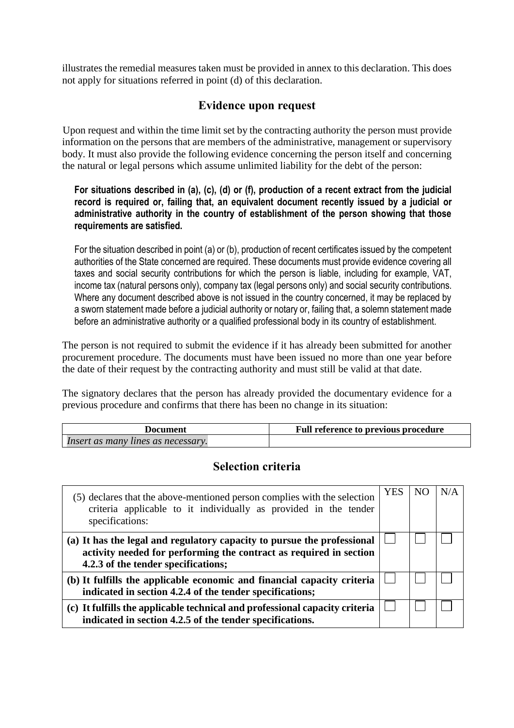illustrates the remedial measures taken must be provided in annex to this declaration. This does not apply for situations referred in point (d) of this declaration.

## Evidence upon request

Upon request and within the time limit set by the contracting authority the person must provide information on the persons that are members of the administrative, management or supervisory body. It must also provide the following evidence concerning the person itself and concerning the natural or legal persons which assume unlimited liability for the debt of the person:

**For situations described in (a), (c), (d) or (f), production of a recent extract from the judicial record is required or, failing that, an equivalent document recently issued by a judicial or administrative authority in the country of establishment of the person showing that those requirements are satisfied.**

For the situation described in point (a) or (b), production of recent certificates issued by the competent authorities of the State concerned are required. These documents must provide evidence covering all taxes and social security contributions for which the person is liable, including for example, VAT, income tax (natural persons only), company tax (legal persons only) and social security contributions. Where any document described above is not issued in the country concerned, it may be replaced by a sworn statement made before a judicial authority or notary or, failing that, a solemn statement made before an administrative authority or a qualified professional body in its country of establishment.

The person is not required to submit the evidence if it has already been submitted for another procurement procedure. The documents must have been issued no more than one year before the date of their request by the contracting authority and must still be valid at that date.

The signatory declares that the person has already provided the documentary evidence for a previous procedure and confirms that there has been no change in its situation:

| Document | Full reference to previous procedure |
|---|---|
| *Insert as many lines as necessary.* | |

## Selection criteria

| (5) declares that the above-mentioned person complies with the selection criteria applicable to it individually as provided in the tender specifications: | YES | NO | N/A |
|---|---|---|---|
| **(a) It has the legal and regulatory capacity to pursue the professional activity needed for performing the contract as required in section 4.2.3 of the tender specifications;** | ☐ | ☐ | ☐ |
| **(b) It fulfills the applicable economic and financial capacity criteria indicated in section 4.2.4 of the tender specifications;** | ☐ | ☐ | ☐ |
| **(c) It fulfills the applicable technical and professional capacity criteria indicated in section 4.2.5 of the tender specifications.** | ☐ | ☐ | ☐ |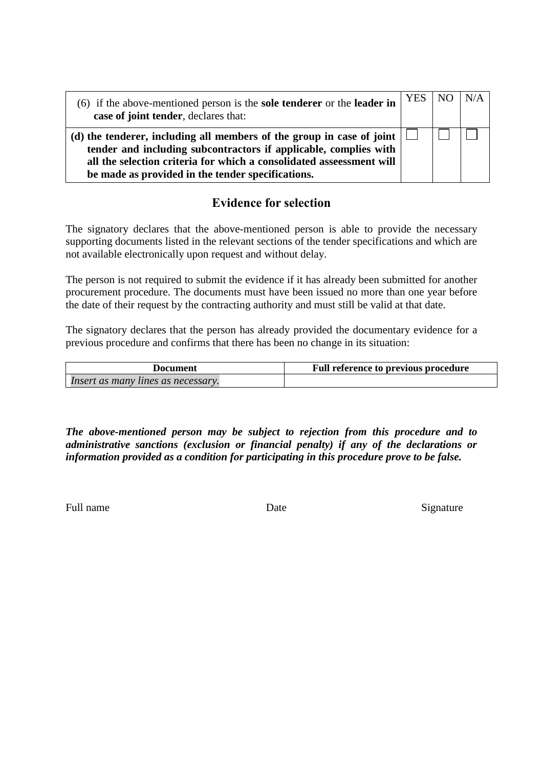| (6) if the above-mentioned person is the **sole tenderer** or the **leader in case of joint tender**, declares that: | YES | NO | N/A |
|---|---|---|---|
| **(d) the tenderer, including all members of the group in case of joint tender and including subcontractors if applicable, complies with all the selection criteria for which a consolidated asseessment will be made as provided in the tender specifications.** | ☐ | ☐ | ☐ |

## Evidence for selection

The signatory declares that the above-mentioned person is able to provide the necessary supporting documents listed in the relevant sections of the tender specifications and which are not available electronically upon request and without delay.

The person is not required to submit the evidence if it has already been submitted for another procurement procedure. The documents must have been issued no more than one year before the date of their request by the contracting authority and must still be valid at that date.

The signatory declares that the person has already provided the documentary evidence for a previous procedure and confirms that there has been no change in its situation:

| Document | Full reference to previous procedure |
|---|---|
| *Insert as many lines as necessary.* | |

***The above-mentioned person may be subject to rejection from this procedure and to administrative sanctions (exclusion or financial penalty) if any of the declarations or information provided as a condition for participating in this procedure prove to be false.***

Full name Date Signature